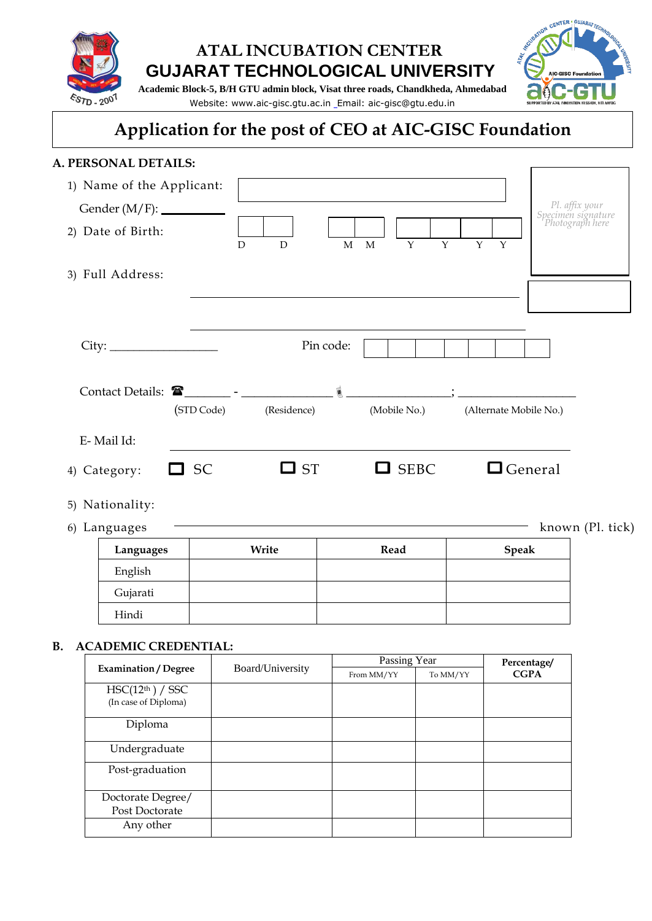# ATAL INCUBATION CENTER

# GUJARAT TECHNOLOGICAL UNIVERSITY

**Academic Block-5, B/H GTU admin block, Visat three roads, Chandkheda, Ahmedabad**

Website: www.aic-gisc.gtu.ac.in _Email: aic-gisc@gtu.edu.in

## Application for the post of CEO at AIC-GISC Foundation

**A. PERSONAL DETAILS:**

*Pl. affix your Specimen signature Photograph here*

1) Name of the Applicant:

Gender (M/F): ___________

2) Date of Birth: D D M M Y Y Y Y

3) Full Address:

_______________________________________________

_______________________________________________

City: ________________ Pin code:

Contact Details: ☎_______ - _____________ ; _______________ ; ________________

(STD Code) (Residence) (Mobile No.) (Alternate Mobile No.)

E- Mail Id: _______________________________________________

4) Category: ☐ SC ☐ ST ☐ SEBC ☐ General

5) Nationality:

6) Languages _______________________________________________ known (Pl. tick)

| Languages | Write | Read | Speak |
|---|---|---|---|
| English | | | |
| Gujarati | | | |
| Hindi | | | |

**B. ACADEMIC CREDENTIAL:**

| Examination / Degree | Board/University | Passing Year | | Percentage/ CGPA |
|---|---|---|---|---|
| | | From MM/YY | To MM/YY | |
| HSC(12th ) / SSC (In case of Diploma) | | | | |
| Diploma | | | | |
| Undergraduate | | | | |
| Post-graduation | | | | |
| Doctorate Degree/ Post Doctorate | | | | |
| Any other | | | | |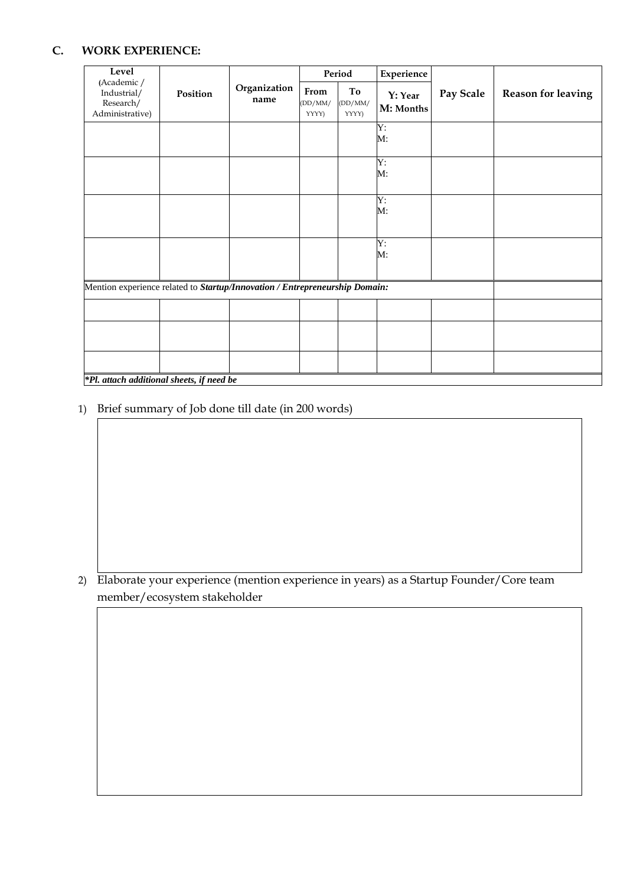## C. WORK EXPERIENCE:

| Level (Academic / Industrial/ Research/ Administrative) | Position | Organization name | Period | | Experience | Pay Scale | Reason for leaving |
|---|---|---|---|---|---|---|---|
| | | | From (DD/MM/ YYYY) | To (DD/MM/ YYYY) | Y: Year M: Months | | |
| | | | | | Y: M: | | |
| | | | | | Y: M: | | |
| | | | | | Y: M: | | |
| | | | | | Y: M: | | |
| Mention experience related to ***Startup/Innovation / Entrepreneurship Domain:*** | | | | | | | |
| | | | | | | | |
| | | | | | | | |
| | | | | | | | |
| ***\*Pl. attach additional sheets, if need be*** | | | | | | | |

1) Brief summary of Job done till date (in 200 words)

2) Elaborate your experience (mention experience in years) as a Startup Founder/Core team member/ecosystem stakeholder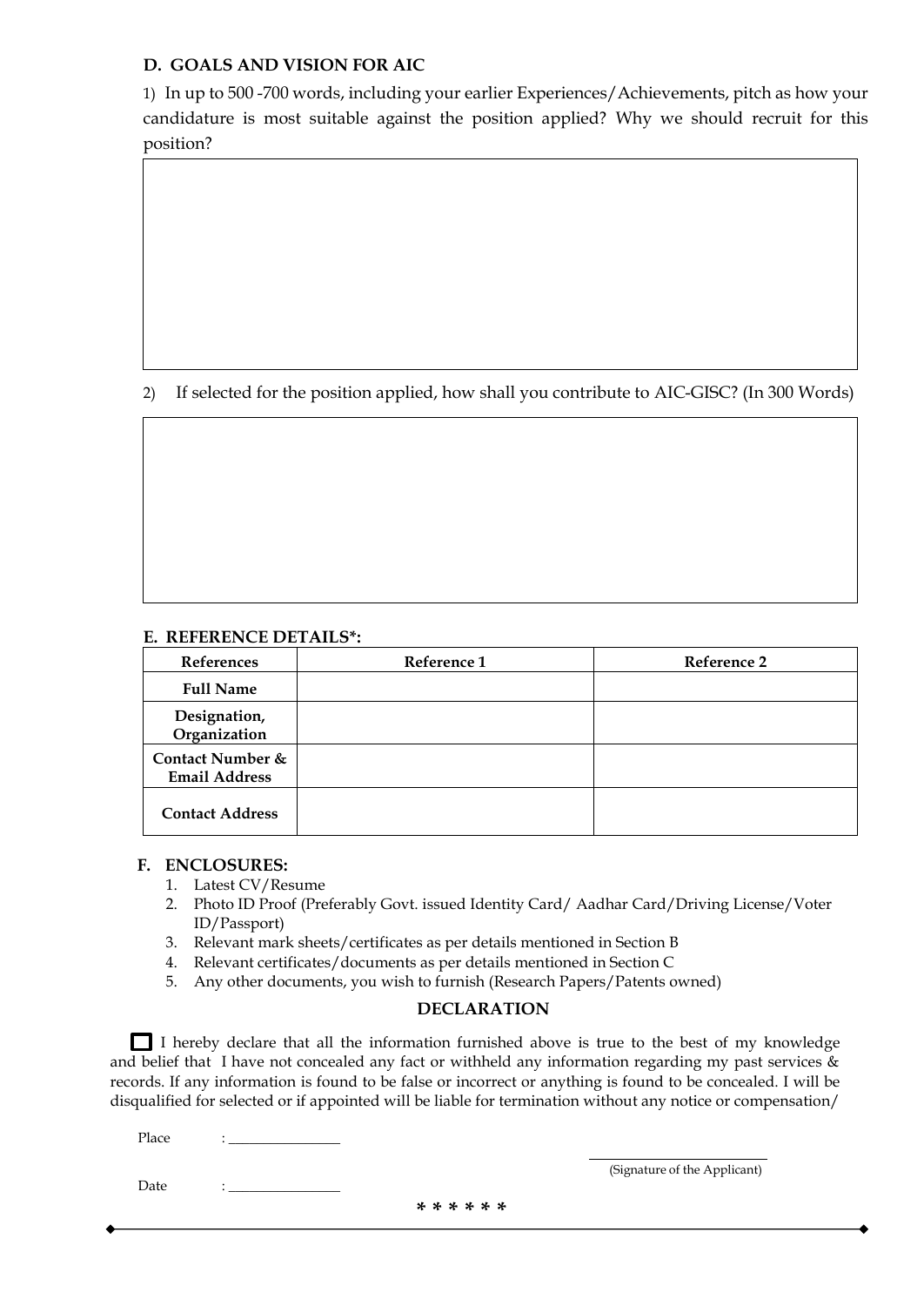## D. GOALS AND VISION FOR AIC

1) In up to 500 -700 words, including your earlier Experiences/Achievements, pitch as how your candidature is most suitable against the position applied? Why we should recruit for this position?

| |
|---|
| |

2) If selected for the position applied, how shall you contribute to AIC-GISC? (In 300 Words)

| |
|---|
| |

## E. REFERENCE DETAILS*:

| References | Reference 1 | Reference 2 |
|---|---|---|
| Full Name | | |
| Designation, Organization | | |
| Contact Number & Email Address | | |
| Contact Address | | |

## F. ENCLOSURES:

1. Latest CV/Resume
2. Photo ID Proof (Preferably Govt. issued Identity Card/ Aadhar Card/Driving License/Voter ID/Passport)
3. Relevant mark sheets/certificates as per details mentioned in Section B
4. Relevant certificates/documents as per details mentioned in Section C
5. Any other documents, you wish to furnish (Research Papers/Patents owned)

### DECLARATION

☐ I hereby declare that all the information furnished above is true to the best of my knowledge and belief that I have not concealed any fact or withheld any information regarding my past services & records. If any information is found to be false or incorrect or anything is found to be concealed. I will be disqualified for selected or if appointed will be liable for termination without any notice or compensation/

Place : _______________

Date : _______________

_________________________
(Signature of the Applicant)

* * * * * *